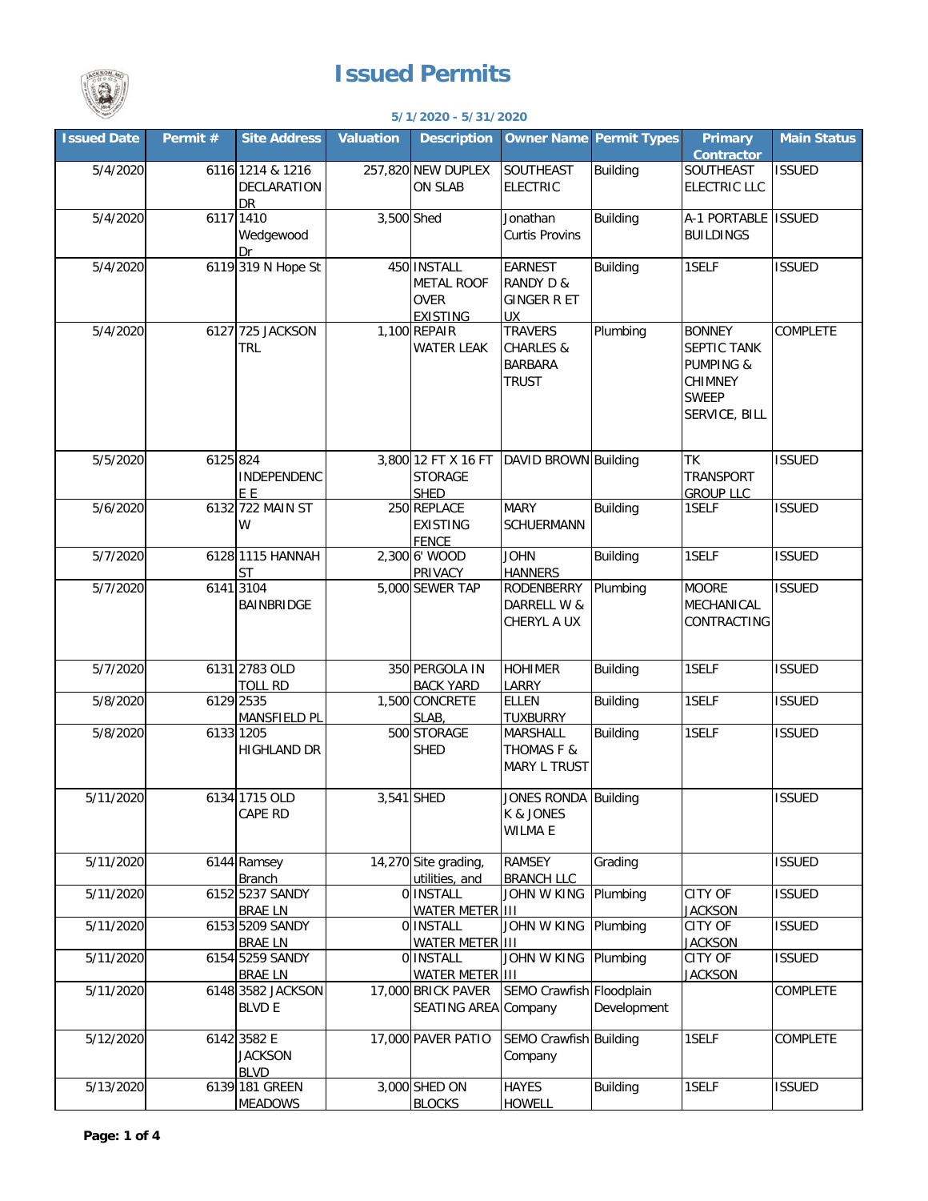# Issued Permits

**5/1/2020 - 5/31/2020**

| Issued Date | Permit # | Site Address | Valuation | Description | Owner Name | Permit Types | Primary Contractor | Main Status |
|---|---|---|---|---|---|---|---|---|
| 5/4/2020 | 6116 | 1214 & 1216 DECLARATION DR | 257,820 | NEW DUPLEX ON SLAB | SOUTHEAST ELECTRIC | Building | SOUTHEAST ELECTRIC LLC | ISSUED |
| 5/4/2020 | 6117 | 1410 Wedgewood Dr | 3,500 | Shed | Jonathan Curtis Provins | Building | A-1 PORTABLE BUILDINGS | ISSUED |
| 5/4/2020 | 6119 | 319 N Hope St | 450 | INSTALL METAL ROOF OVER EXISTING | EARNEST RANDY D & GINGER R ET UX | Building | 1SELF | ISSUED |
| 5/4/2020 | 6127 | 725 JACKSON TRL | 1,100 | REPAIR WATER LEAK | TRAVERS CHARLES & BARBARA TRUST | Plumbing | BONNEY SEPTIC TANK PUMPING & CHIMNEY SWEEP SERVICE, BILL | COMPLETE |
| 5/5/2020 | 6125 | 824 INDEPENDENCE E | 3,800 | 12 FT X 16 FT STORAGE SHED | DAVID BROWN | Building | TK TRANSPORT GROUP LLC | ISSUED |
| 5/6/2020 | 6132 | 722 MAIN ST W | 250 | REPLACE EXISTING FENCE | MARY SCHUERMANN | Building | 1SELF | ISSUED |
| 5/7/2020 | 6128 | 1115 HANNAH ST | 2,300 | 6' WOOD PRIVACY | JOHN HANNERS | Building | 1SELF | ISSUED |
| 5/7/2020 | 6141 | 3104 BAINBRIDGE | 5,000 | SEWER TAP | RODENBERRY DARRELL W & CHERYL A UX | Plumbing | MOORE MECHANICAL CONTRACTING | ISSUED |
| 5/7/2020 | 6131 | 2783 OLD TOLL RD | 350 | PERGOLA IN BACK YARD | HOHIMER LARRY | Building | 1SELF | ISSUED |
| 5/8/2020 | 6129 | 2535 MANSFIELD PL | 1,500 | CONCRETE SLAB, | ELLEN TUXBURRY | Building | 1SELF | ISSUED |
| 5/8/2020 | 6133 | 1205 HIGHLAND DR | 500 | STORAGE SHED | MARSHALL THOMAS F & MARY L TRUST | Building | 1SELF | ISSUED |
| 5/11/2020 | 6134 | 1715 OLD CAPE RD | 3,541 | SHED | JONES RONDA K & JONES WILMA E | Building | | ISSUED |
| 5/11/2020 | 6144 | Ramsey Branch | 14,270 | Site grading, utilities, and | RAMSEY BRANCH LLC | Grading | | ISSUED |
| 5/11/2020 | 6152 | 5237 SANDY BRAE LN | 0 | INSTALL WATER METER | JOHN W KING III | Plumbing | CITY OF JACKSON | ISSUED |
| 5/11/2020 | 6153 | 5209 SANDY BRAE LN | 0 | INSTALL WATER METER | JOHN W KING III | Plumbing | CITY OF JACKSON | ISSUED |
| 5/11/2020 | 6154 | 5259 SANDY BRAE LN | 0 | INSTALL WATER METER | JOHN W KING III | Plumbing | CITY OF JACKSON | ISSUED |
| 5/11/2020 | 6148 | 3582 JACKSON BLVD E | 17,000 | BRICK PAVER SEATING AREA | SEMO Crawfish Company | Floodplain Development | | COMPLETE |
| 5/12/2020 | 6142 | 3582 E JACKSON BLVD | 17,000 | PAVER PATIO | SEMO Crawfish Company | Building | 1SELF | COMPLETE |
| 5/13/2020 | 6139 | 181 GREEN MEADOWS | 3,000 | SHED ON BLOCKS | HAYES HOWELL | Building | 1SELF | ISSUED |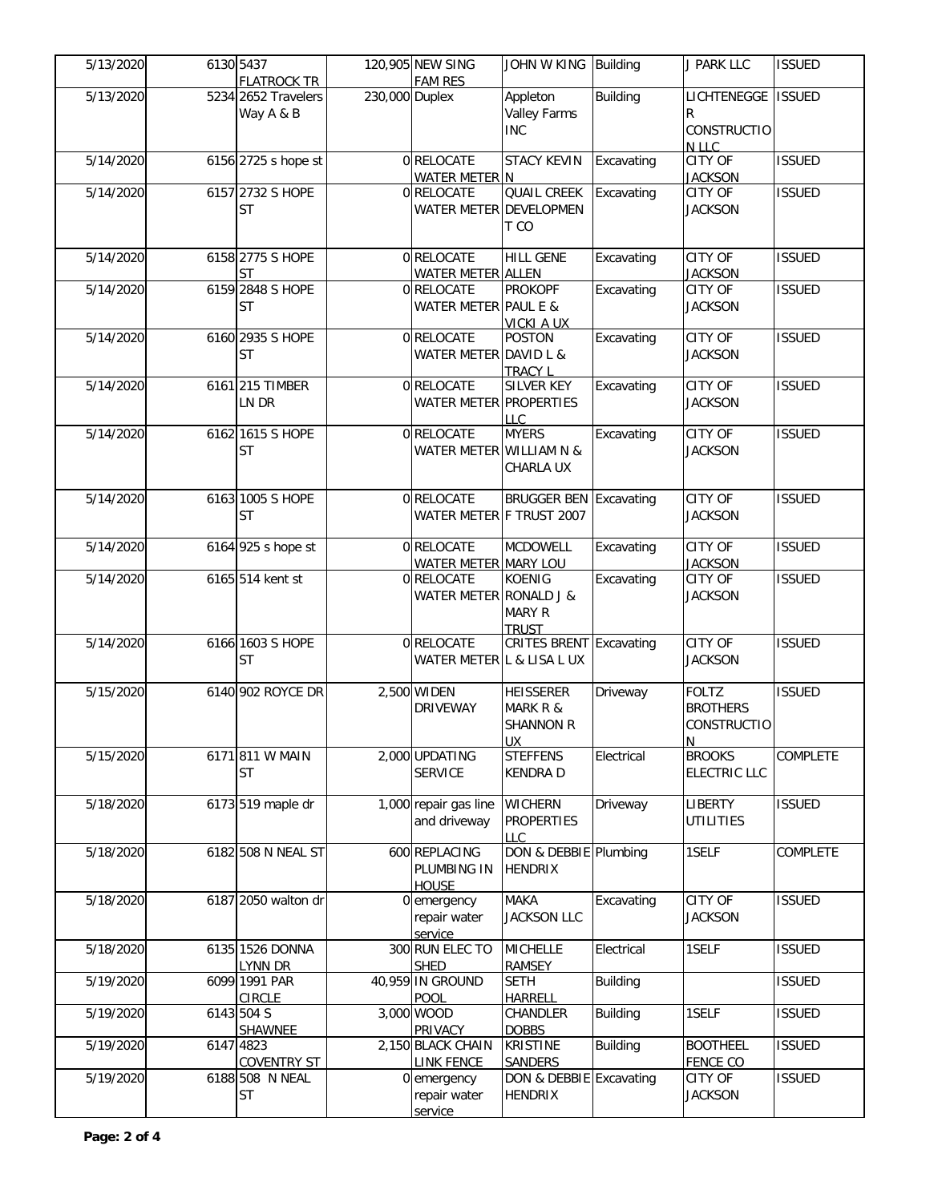| | | | | | | | | |
|---|---|---|---|---|---|---|---|---|
| 5/13/2020 | 6130 | 5437 FLATROCK TR | 120,905 | NEW SING FAM RES | JOHN W KING | Building | J PARK LLC | ISSUED |
| 5/13/2020 | 5234 | 2652 Travelers Way A & B | 230,000 | Duplex | Appleton Valley Farms INC | Building | LICHTENEGGER CONSTRUCTION LLC | ISSUED |
| 5/14/2020 | 6156 | 2725 s hope st | 0 | RELOCATE WATER METER | STACY KEVIN N | Excavating | CITY OF JACKSON | ISSUED |
| 5/14/2020 | 6157 | 2732 S HOPE ST | 0 | RELOCATE WATER METER | QUAIL CREEK DEVELOPMENT CO | Excavating | CITY OF JACKSON | ISSUED |
| 5/14/2020 | 6158 | 2775 S HOPE ST | 0 | RELOCATE WATER METER | HILL GENE ALLEN | Excavating | CITY OF JACKSON | ISSUED |
| 5/14/2020 | 6159 | 2848 S HOPE ST | 0 | RELOCATE WATER METER | PROKOPF PAUL E & VICKI A UX | Excavating | CITY OF JACKSON | ISSUED |
| 5/14/2020 | 6160 | 2935 S HOPE ST | 0 | RELOCATE WATER METER | POSTON DAVID L & TRACY L | Excavating | CITY OF JACKSON | ISSUED |
| 5/14/2020 | 6161 | 215 TIMBER LN DR | 0 | RELOCATE WATER METER | SILVER KEY PROPERTIES LLC | Excavating | CITY OF JACKSON | ISSUED |
| 5/14/2020 | 6162 | 1615 S HOPE ST | 0 | RELOCATE WATER METER | MYERS WILLIAM N & CHARLA UX | Excavating | CITY OF JACKSON | ISSUED |
| 5/14/2020 | 6163 | 1005 S HOPE ST | 0 | RELOCATE WATER METER | BRUGGER BEN F TRUST 2007 | Excavating | CITY OF JACKSON | ISSUED |
| 5/14/2020 | 6164 | 925 s hope st | 0 | RELOCATE WATER METER | MCDOWELL MARY LOU | Excavating | CITY OF JACKSON | ISSUED |
| 5/14/2020 | 6165 | 514 kent st | 0 | RELOCATE WATER METER | KOENIG RONALD J & MARY R TRUST | Excavating | CITY OF JACKSON | ISSUED |
| 5/14/2020 | 6166 | 1603 S HOPE ST | 0 | RELOCATE WATER METER | CRITES BRENT L & LISA L UX | Excavating | CITY OF JACKSON | ISSUED |
| 5/15/2020 | 6140 | 902 ROYCE DR | 2,500 | WIDEN DRIVEWAY | HEISSERER MARK R & SHANNON R UX | Driveway | FOLTZ BROTHERS CONSTRUCTION | ISSUED |
| 5/15/2020 | 6171 | 811 W MAIN ST | 2,000 | UPDATING SERVICE | STEFFENS KENDRA D | Electrical | BROOKS ELECTRIC LLC | COMPLETE |
| 5/18/2020 | 6173 | 519 maple dr | 1,000 | repair gas line and driveway | WICHERN PROPERTIES LLC | Driveway | LIBERTY UTILITIES | ISSUED |
| 5/18/2020 | 6182 | 508 N NEAL ST | 600 | REPLACING PLUMBING IN HOUSE | DON & DEBBIE HENDRIX | Plumbing | 1SELF | COMPLETE |
| 5/18/2020 | 6187 | 2050 walton dr | 0 | emergency repair water service | MAKA JACKSON LLC | Excavating | CITY OF JACKSON | ISSUED |
| 5/18/2020 | 6135 | 1526 DONNA LYNN DR | 300 | RUN ELEC TO SHED | MICHELLE RAMSEY | Electrical | 1SELF | ISSUED |
| 5/19/2020 | 6099 | 1991 PAR CIRCLE | 40,959 | IN GROUND POOL | SETH HARRELL | Building | | ISSUED |
| 5/19/2020 | 6143 | 504 S SHAWNEE | 3,000 | WOOD PRIVACY | CHANDLER DOBBS | Building | 1SELF | ISSUED |
| 5/19/2020 | 6147 | 4823 COVENTRY ST | 2,150 | BLACK CHAIN LINK FENCE | KRISTINE SANDERS | Building | BOOTHEEL FENCE CO | ISSUED |
| 5/19/2020 | 6188 | 508 N NEAL ST | 0 | emergency repair water service | DON & DEBBIE HENDRIX | Excavating | CITY OF JACKSON | ISSUED |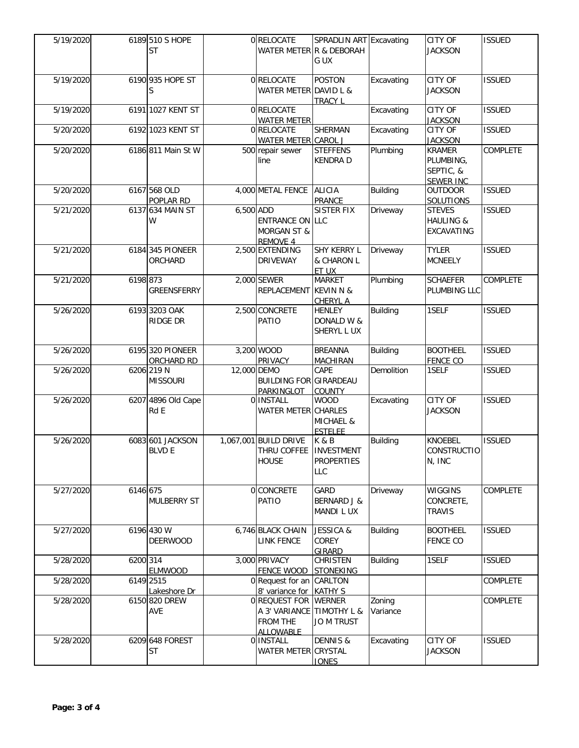| | | | | | | | | |
|---|---|---|---|---|---|---|---|---|
| 5/19/2020 | 6189 | 510 S HOPE ST | 0 | RELOCATE WATER METER | SPRADLIN ART R & DEBORAH G UX | Excavating | CITY OF JACKSON | ISSUED |
| 5/19/2020 | 6190 | 935 HOPE ST S | 0 | RELOCATE WATER METER | POSTON DAVID L & TRACY L | Excavating | CITY OF JACKSON | ISSUED |
| 5/19/2020 | 6191 | 1027 KENT ST | 0 | RELOCATE WATER METER | | Excavating | CITY OF JACKSON | ISSUED |
| 5/20/2020 | 6192 | 1023 KENT ST | 0 | RELOCATE WATER METER | SHERMAN CAROL J | Excavating | CITY OF JACKSON | ISSUED |
| 5/20/2020 | 6186 | 811 Main St W | 500 | repair sewer line | STEFFENS KENDRA D | Plumbing | KRAMER PLUMBING, SEPTIC, & SEWER INC | COMPLETE |
| 5/20/2020 | 6167 | 568 OLD POPLAR RD | 4,000 | METAL FENCE | ALICIA PRANCE | Building | OUTDOOR SOLUTIONS | ISSUED |
| 5/21/2020 | 6137 | 634 MAIN ST W | 6,500 | ADD ENTRANCE ON MORGAN ST & REMOVE 4 | SISTER FIX LLC | Driveway | STEVES HAULING & EXCAVATING | ISSUED |
| 5/21/2020 | 6184 | 345 PIONEER ORCHARD | 2,500 | EXTENDING DRIVEWAY | SHY KERRY L & CHARON L ET UX | Driveway | TYLER MCNEELY | ISSUED |
| 5/21/2020 | 6198 | 873 GREENSFERRY | 2,000 | SEWER REPLACEMENT | MARKET KEVIN N & CHERYL A | Plumbing | SCHAEFER PLUMBING LLC | COMPLETE |
| 5/26/2020 | 6193 | 3203 OAK RIDGE DR | 2,500 | CONCRETE PATIO | HENLEY DONALD W & SHERYL L UX | Building | 1SELF | ISSUED |
| 5/26/2020 | 6195 | 320 PIONEER ORCHARD RD | 3,200 | WOOD PRIVACY | BREANNA MACHIRAN | Building | BOOTHEEL FENCE CO | ISSUED |
| 5/26/2020 | 6206 | 219 N MISSOURI | 12,000 | DEMO BUILDING FOR PARKINGLOT | CAPE GIRARDEAU COUNTY | Demolition | 1SELF | ISSUED |
| 5/26/2020 | 6207 | 4896 Old Cape Rd E | 0 | INSTALL WATER METER | WOOD CHARLES MICHAEL & ESTELEE | Excavating | CITY OF JACKSON | ISSUED |
| 5/26/2020 | 6083 | 601 JACKSON BLVD E | 1,067,001 | BUILD DRIVE THRU COFFEE HOUSE | K & B INVESTMENT PROPERTIES LLC | Building | KNOEBEL CONSTRUCTION, INC | ISSUED |
| 5/27/2020 | 6146 | 675 MULBERRY ST | 0 | CONCRETE PATIO | GARD BERNARD J & MANDI L UX | Driveway | WIGGINS CONCRETE, TRAVIS | COMPLETE |
| 5/27/2020 | 6196 | 430 W DEERWOOD | 6,746 | BLACK CHAIN LINK FENCE | JESSICA & COREY GIRARD | Building | BOOTHEEL FENCE CO | ISSUED |
| 5/28/2020 | 6200 | 314 ELMWOOD | 3,000 | PRIVACY FENCE WOOD | CHRISTEN STONEKING | Building | 1SELF | ISSUED |
| 5/28/2020 | 6149 | 2515 Lakeshore Dr | 0 | Request for an 8' variance for | CARLTON KATHY S | | | COMPLETE |
| 5/28/2020 | 6150 | 820 DREW AVE | 0 | REQUEST FOR A 3' VARIANCE FROM THE ALLOWABLE | WERNER TIMOTHY L & JO M TRUST | Zoning Variance | | COMPLETE |
| 5/28/2020 | 6209 | 648 FOREST ST | 0 | INSTALL WATER METER | DENNIS & CRYSTAL JONES | Excavating | CITY OF JACKSON | ISSUED |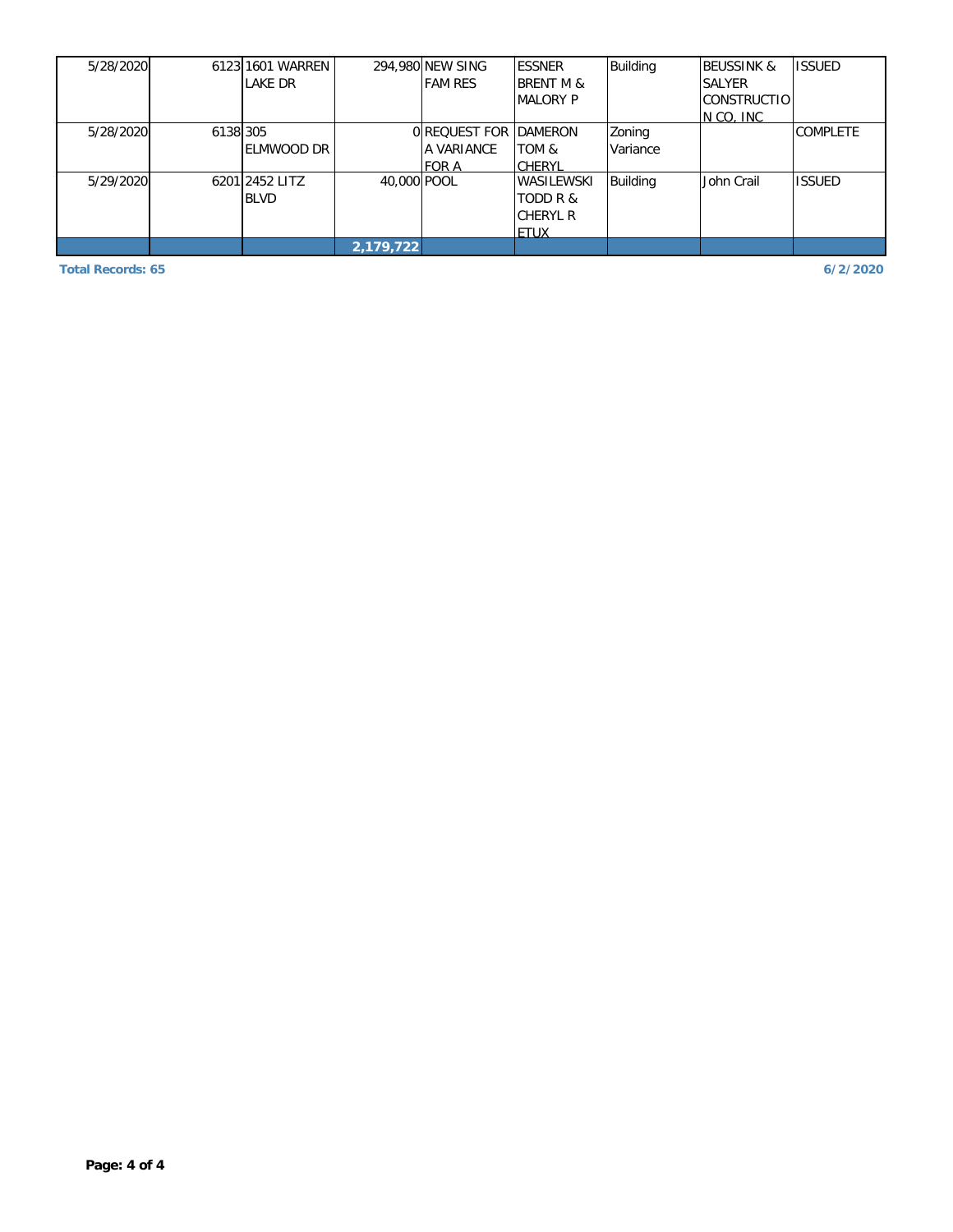| | | | | | | | | |
|---|---|---|---|---|---|---|---|---|
| 5/28/2020 | 6123 | 1601 WARREN LAKE DR | 294,980 | NEW SING FAM RES | ESSNER BRENT M & MALORY P | Building | BEUSSINK & SALYER CONSTRUCTIO N CO, INC | ISSUED |
| 5/28/2020 | 6138 | 305 ELMWOOD DR | 0 | REQUEST FOR A VARIANCE FOR A | DAMERON TOM & CHERYL | Zoning Variance | | COMPLETE |
| 5/29/2020 | 6201 | 2452 LITZ BLVD | 40,000 | POOL | WASILEWSKI TODD R & CHERYL R ETUX | Building | John Crail | ISSUED |
| | | | 2,179,722 | | | | | |

**Total Records: 65**

**6/2/2020**